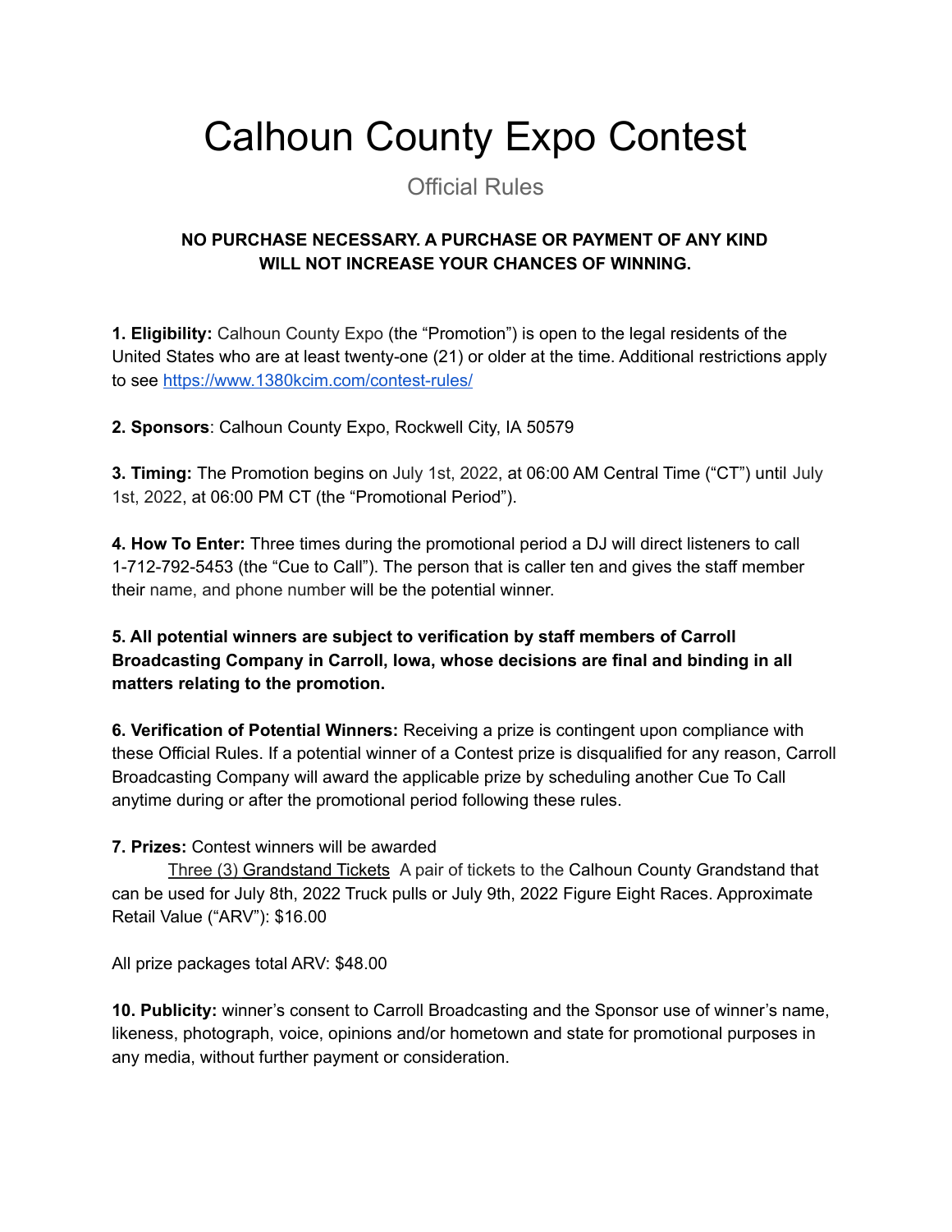# Calhoun County Expo Contest

Official Rules

**NO PURCHASE NECESSARY. A PURCHASE OR PAYMENT OF ANY KIND WILL NOT INCREASE YOUR CHANCES OF WINNING.**

**1. Eligibility:** Calhoun County Expo (the "Promotion") is open to the legal residents of the United States who are at least twenty-one (21) or older at the time. Additional restrictions apply to see [https://www.1380kcim.com/contest-rules/](https://www.1380kcim.com/contest-rules/)

**2. Sponsors**: Calhoun County Expo, Rockwell City, IA 50579

**3. Timing:** The Promotion begins on July 1st, 2022, at 06:00 AM Central Time ("CT") until July 1st, 2022, at 06:00 PM CT (the "Promotional Period").

**4. How To Enter:** Three times during the promotional period a DJ will direct listeners to call 1-712-792-5453 (the "Cue to Call"). The person that is caller ten and gives the staff member their name, and phone number will be the potential winner.

**5. All potential winners are subject to verification by staff members of Carroll Broadcasting Company in Carroll, Iowa, whose decisions are final and binding in all matters relating to the promotion.**

**6. Verification of Potential Winners:** Receiving a prize is contingent upon compliance with these Official Rules. If a potential winner of a Contest prize is disqualified for any reason, Carroll Broadcasting Company will award the applicable prize by scheduling another Cue To Call anytime during or after the promotional period following these rules.

**7. Prizes:** Contest winners will be awarded

Three (3) Grandstand Tickets A pair of tickets to the Calhoun County Grandstand that can be used for July 8th, 2022 Truck pulls or July 9th, 2022 Figure Eight Races. Approximate Retail Value ("ARV"): $16.00

All prize packages total ARV: $48.00

**10. Publicity:** winner's consent to Carroll Broadcasting and the Sponsor use of winner's name, likeness, photograph, voice, opinions and/or hometown and state for promotional purposes in any media, without further payment or consideration.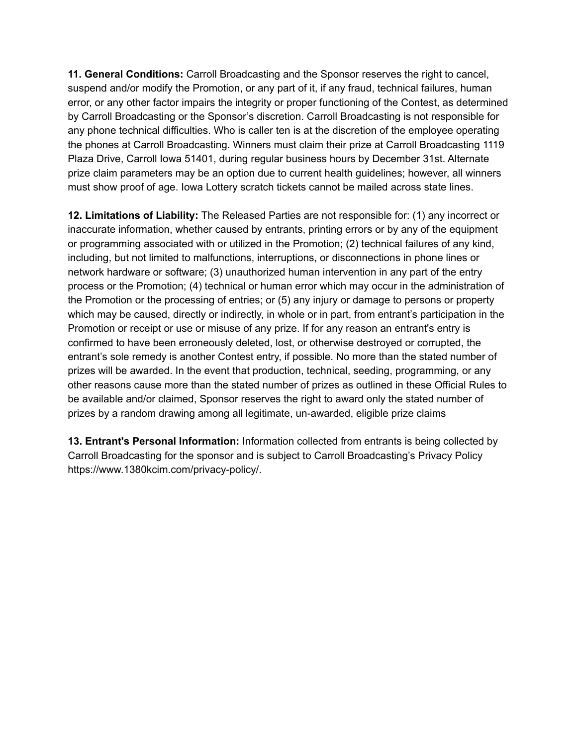**11. General Conditions:** Carroll Broadcasting and the Sponsor reserves the right to cancel, suspend and/or modify the Promotion, or any part of it, if any fraud, technical failures, human error, or any other factor impairs the integrity or proper functioning of the Contest, as determined by Carroll Broadcasting or the Sponsor's discretion. Carroll Broadcasting is not responsible for any phone technical difficulties. Who is caller ten is at the discretion of the employee operating the phones at Carroll Broadcasting. Winners must claim their prize at Carroll Broadcasting 1119 Plaza Drive, Carroll Iowa 51401, during regular business hours by December 31st. Alternate prize claim parameters may be an option due to current health guidelines; however, all winners must show proof of age. Iowa Lottery scratch tickets cannot be mailed across state lines.

**12. Limitations of Liability:** The Released Parties are not responsible for: (1) any incorrect or inaccurate information, whether caused by entrants, printing errors or by any of the equipment or programming associated with or utilized in the Promotion; (2) technical failures of any kind, including, but not limited to malfunctions, interruptions, or disconnections in phone lines or network hardware or software; (3) unauthorized human intervention in any part of the entry process or the Promotion; (4) technical or human error which may occur in the administration of the Promotion or the processing of entries; or (5) any injury or damage to persons or property which may be caused, directly or indirectly, in whole or in part, from entrant's participation in the Promotion or receipt or use or misuse of any prize. If for any reason an entrant's entry is confirmed to have been erroneously deleted, lost, or otherwise destroyed or corrupted, the entrant's sole remedy is another Contest entry, if possible. No more than the stated number of prizes will be awarded. In the event that production, technical, seeding, programming, or any other reasons cause more than the stated number of prizes as outlined in these Official Rules to be available and/or claimed, Sponsor reserves the right to award only the stated number of prizes by a random drawing among all legitimate, un-awarded, eligible prize claims

**13. Entrant's Personal Information:** Information collected from entrants is being collected by Carroll Broadcasting for the sponsor and is subject to Carroll Broadcasting's Privacy Policy https://www.1380kcim.com/privacy-policy/.